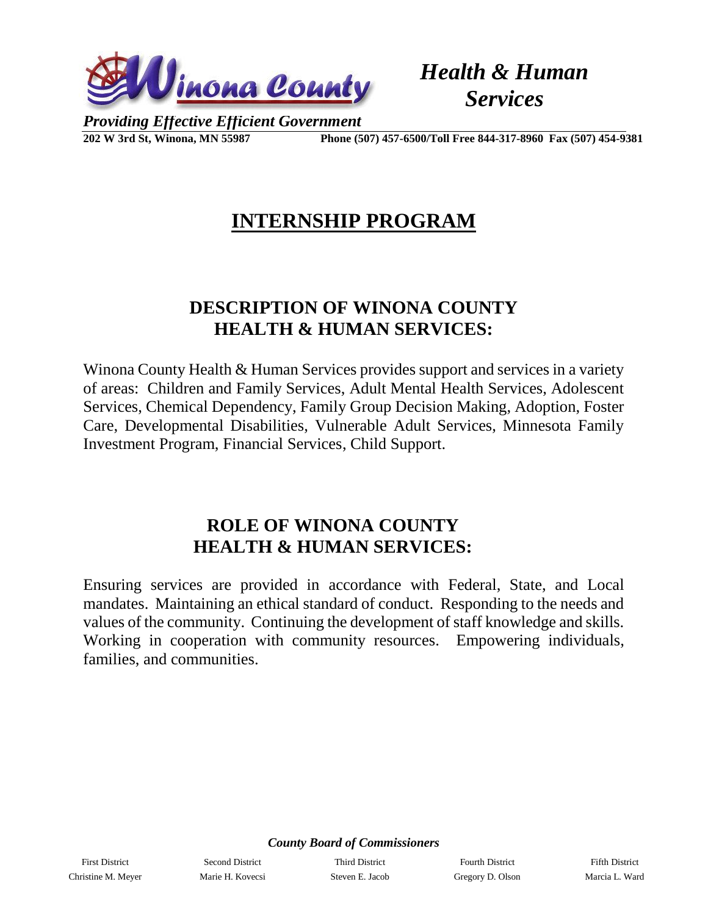*Health & Human Services*

*Providing Effective Efficient Government*

**202 W 3rd St, Winona, MN 55987** **Phone (507) 457-6500/Toll Free 844-317-8960 Fax (507) 454-9381**

# INTERNSHIP PROGRAM

## DESCRIPTION OF WINONA COUNTY HEALTH & HUMAN SERVICES:

Winona County Health & Human Services provides support and services in a variety of areas: Children and Family Services, Adult Mental Health Services, Adolescent Services, Chemical Dependency, Family Group Decision Making, Adoption, Foster Care, Developmental Disabilities, Vulnerable Adult Services, Minnesota Family Investment Program, Financial Services, Child Support.

## ROLE OF WINONA COUNTY HEALTH & HUMAN SERVICES:

Ensuring services are provided in accordance with Federal, State, and Local mandates. Maintaining an ethical standard of conduct. Responding to the needs and values of the community. Continuing the development of staff knowledge and skills. Working in cooperation with community resources. Empowering individuals, families, and communities.

*County Board of Commissioners*

| First District | Second District | Third District | Fourth District | Fifth District |
|---|---|---|---|---|
| Christine M. Meyer | Marie H. Kovecsi | Steven E. Jacob | Gregory D. Olson | Marcia L. Ward |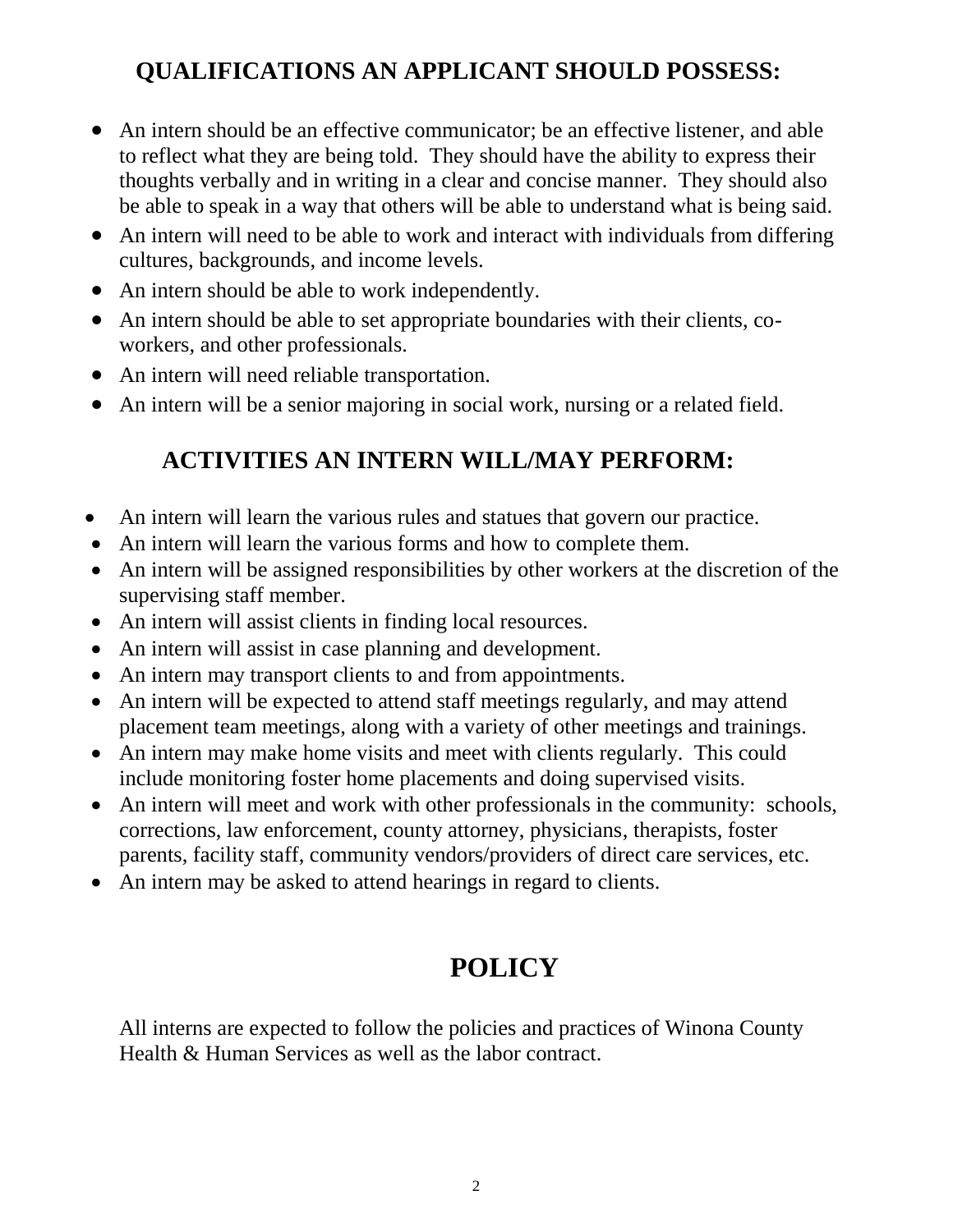## QUALIFICATIONS AN APPLICANT SHOULD POSSESS:

- An intern should be an effective communicator; be an effective listener, and able to reflect what they are being told. They should have the ability to express their thoughts verbally and in writing in a clear and concise manner. They should also be able to speak in a way that others will be able to understand what is being said.
- An intern will need to be able to work and interact with individuals from differing cultures, backgrounds, and income levels.
- An intern should be able to work independently.
- An intern should be able to set appropriate boundaries with their clients, co-workers, and other professionals.
- An intern will need reliable transportation.
- An intern will be a senior majoring in social work, nursing or a related field.

## ACTIVITIES AN INTERN WILL/MAY PERFORM:

- An intern will learn the various rules and statues that govern our practice.
- An intern will learn the various forms and how to complete them.
- An intern will be assigned responsibilities by other workers at the discretion of the supervising staff member.
- An intern will assist clients in finding local resources.
- An intern will assist in case planning and development.
- An intern may transport clients to and from appointments.
- An intern will be expected to attend staff meetings regularly, and may attend placement team meetings, along with a variety of other meetings and trainings.
- An intern may make home visits and meet with clients regularly. This could include monitoring foster home placements and doing supervised visits.
- An intern will meet and work with other professionals in the community: schools, corrections, law enforcement, county attorney, physicians, therapists, foster parents, facility staff, community vendors/providers of direct care services, etc.
- An intern may be asked to attend hearings in regard to clients.

# POLICY

All interns are expected to follow the policies and practices of Winona County Health & Human Services as well as the labor contract.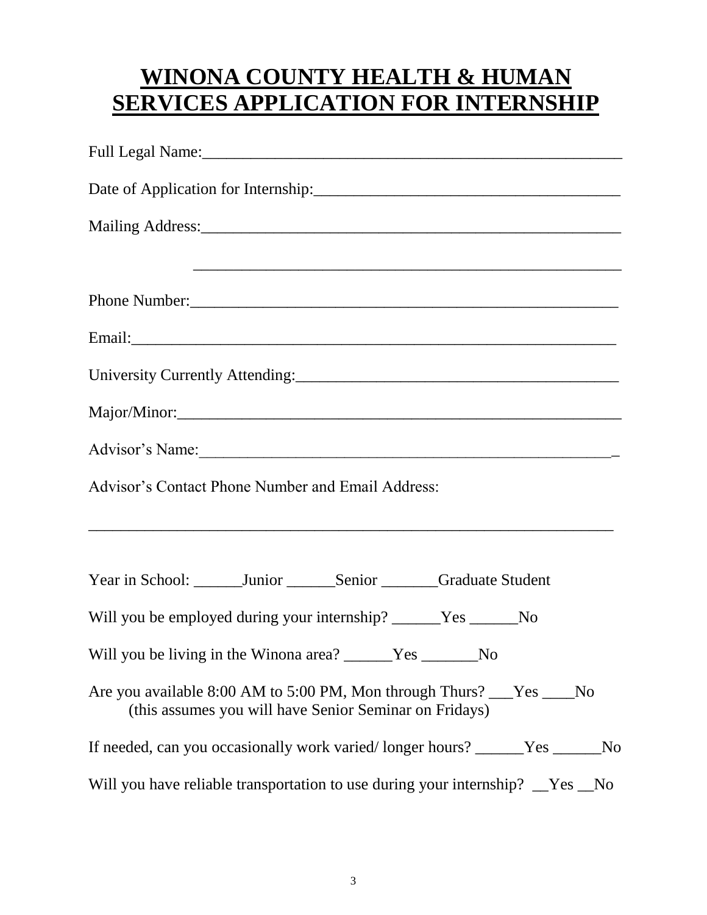# WINONA COUNTY HEALTH & HUMAN SERVICES APPLICATION FOR INTERNSHIP

Full Legal Name:_____________________________________________________

Date of Application for Internship:_____________________________________

Mailing Address:______________________________________________________

_____________________________________________________

Phone Number:_______________________________________________________

Email:_______________________________________________________________

University Currently Attending:_________________________________________

Major/Minor:_________________________________________________________

Advisor's Name:______________________________________________________

Advisor's Contact Phone Number and Email Address:

_____________________________________________________________________

Year in School: ______Junior ______Senior _______Graduate Student

Will you be employed during your internship? ______Yes ______No

Will you be living in the Winona area? ______Yes _______No

Are you available 8:00 AM to 5:00 PM, Mon through Thurs? ___Yes ____No
(this assumes you will have Senior Seminar on Fridays)

If needed, can you occasionally work varied/ longer hours? ______Yes ______No

Will you have reliable transportation to use during your internship? __Yes __No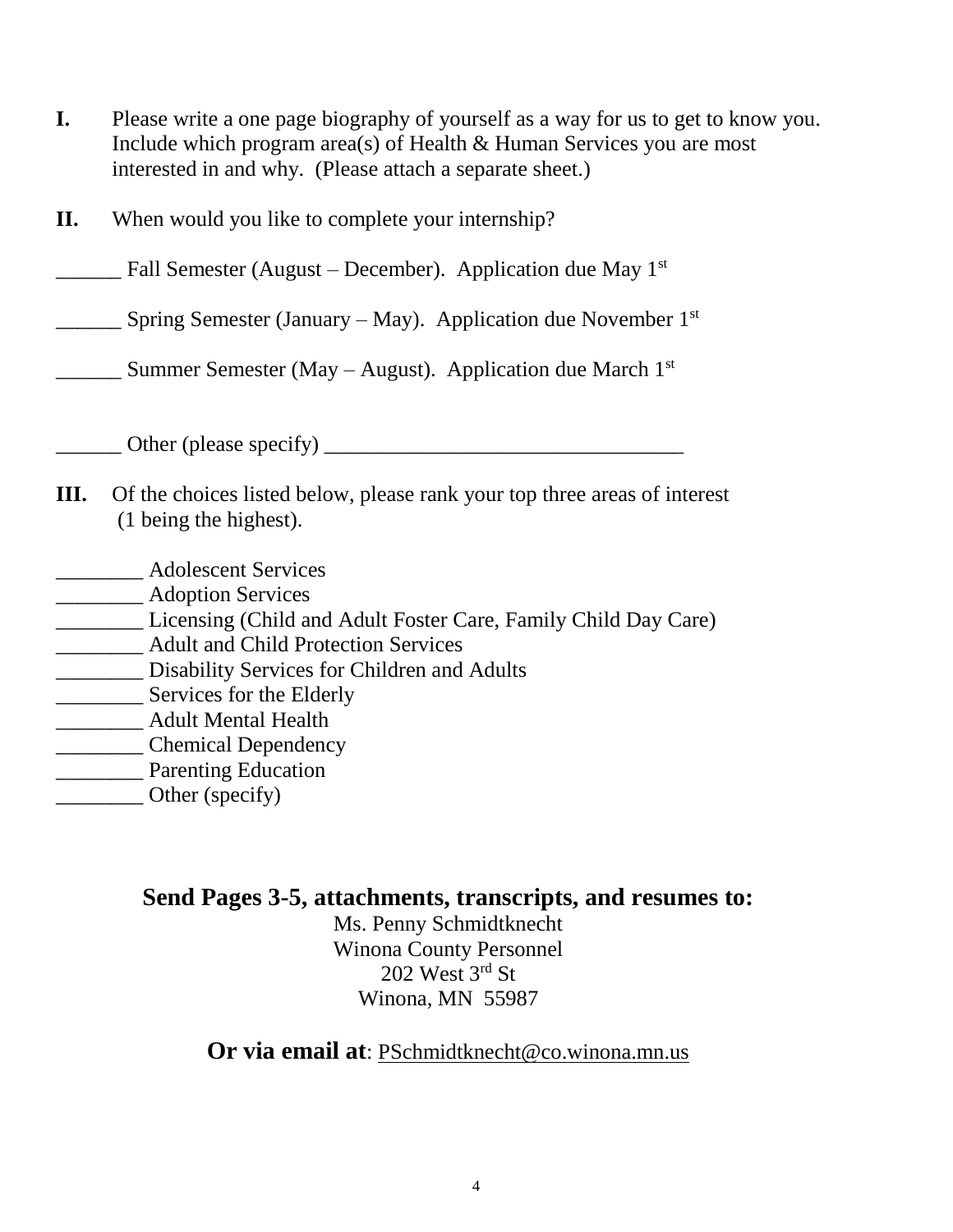**I.** Please write a one page biography of yourself as a way for us to get to know you. Include which program area(s) of Health & Human Services you are most interested in and why. (Please attach a separate sheet.)

**II.** When would you like to complete your internship?

______ Fall Semester (August – December). Application due May 1st

______ Spring Semester (January – May). Application due November 1st

______ Summer Semester (May – August). Application due March 1st

______ Other (please specify) __________________________________

**III.** Of the choices listed below, please rank your top three areas of interest (1 being the highest).

________ Adolescent Services
________ Adoption Services
________ Licensing (Child and Adult Foster Care, Family Child Day Care)
________ Adult and Child Protection Services
________ Disability Services for Children and Adults
________ Services for the Elderly
________ Adult Mental Health
________ Chemical Dependency
________ Parenting Education
________ Other (specify)

**Send Pages 3-5, attachments, transcripts, and resumes to:**

Ms. Penny Schmidtknecht
Winona County Personnel
202 West 3rd St
Winona, MN 55987

**Or via email at**: PSchmidtknecht@co.winona.mn.us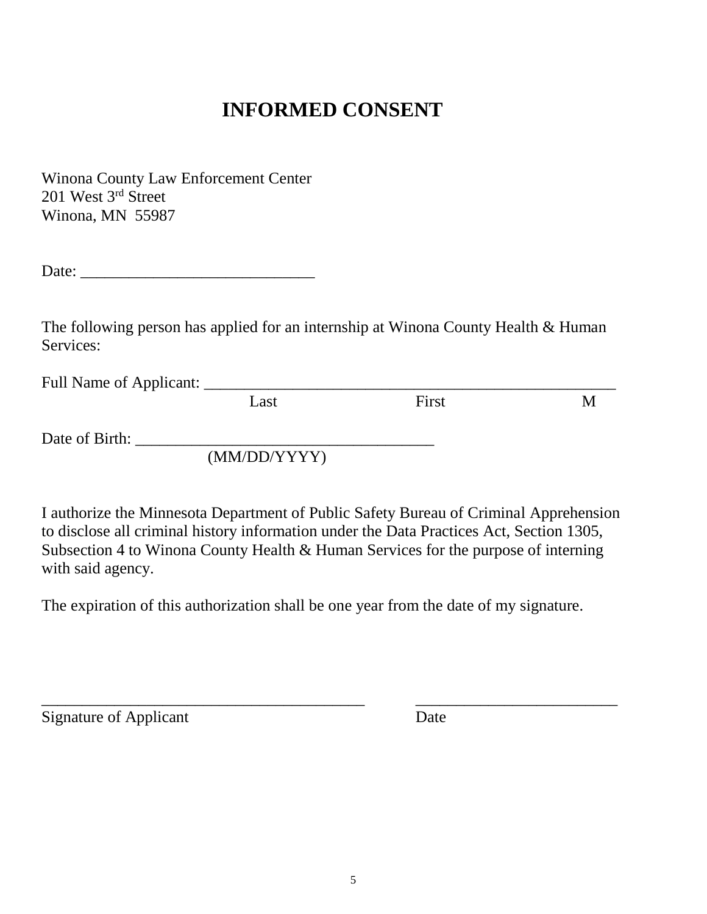# INFORMED CONSENT

Winona County Law Enforcement Center
201 West 3rd Street
Winona, MN 55987

Date: ______________________________

The following person has applied for an internship at Winona County Health & Human Services:

Full Name of Applicant: _____________________________________________________
Last First M

Date of Birth: ______________________________________
(MM/DD/YYYY)

I authorize the Minnesota Department of Public Safety Bureau of Criminal Apprehension to disclose all criminal history information under the Data Practices Act, Section 1305, Subsection 4 to Winona County Health & Human Services for the purpose of interning with said agency.

The expiration of this authorization shall be one year from the date of my signature.

_________________________________________ __________________________
Signature of Applicant Date